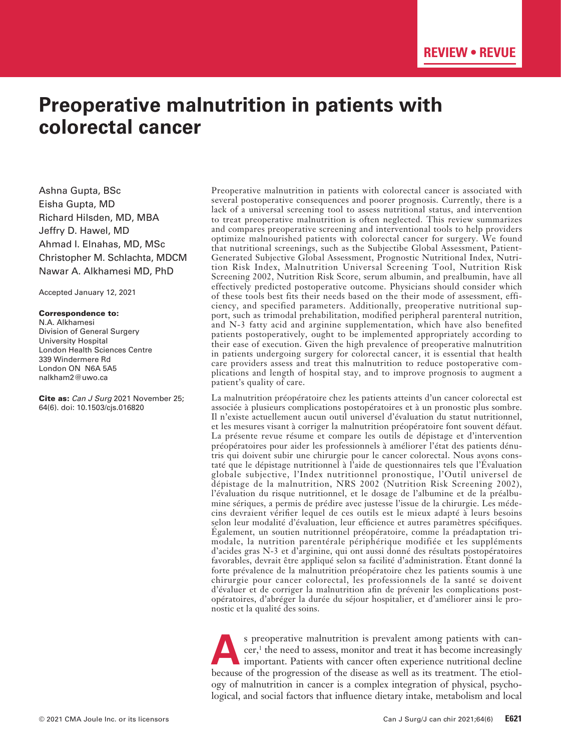REVIEW • REVUE

# Preoperative malnutrition in patients with colorectal cancer

Ashna Gupta, BSc
Eisha Gupta, MD
Richard Hilsden, MD, MBA
Jeffry D. Hawel, MD
Ahmad I. Elnahas, MD, MSc
Christopher M. Schlachta, MDCM
Nawar A. Alkhamesi MD, PhD

Accepted January 12, 2021

**Correspondence to:**
N.A. Alkhamesi
Division of General Surgery
University Hospital
London Health Sciences Centre
339 Windermere Rd
London ON N6A 5A5
nalkham2@uwo.ca

**Cite as:** *Can J Surg* 2021 November 25; 64(6). doi: 10.1503/cjs.016820

Preoperative malnutrition in patients with colorectal cancer is associated with several postoperative consequences and poorer prognosis. Currently, there is a lack of a universal screening tool to assess nutritional status, and intervention to treat preoperative malnutrition is often neglected. This review summarizes and compares preoperative screening and interventional tools to help providers optimize malnourished patients with colorectal cancer for surgery. We found that nutritional screenings, such as the Subjectibe Global Assessment, Patient-Generated Subjective Global Assessment, Prognostic Nutritional Index, Nutrition Risk Index, Malnutrition Universal Screening Tool, Nutrition Risk Screening 2002, Nutrition Risk Score, serum albumin, and prealbumin, have all effectively predicted postoperative outcome. Physicians should consider which of these tools best fits their needs based on the their mode of assessment, efficiency, and specified parameters. Additionally, preoperative nutritional support, such as trimodal prehabilitation, modified peripheral parenteral nutrition, and N-3 fatty acid and arginine supplementation, which have also benefited patients postoperatively, ought to be implemented appropriately according to their ease of execution. Given the high prevalence of preoperative malnutrition in patients undergoing surgery for colorectal cancer, it is essential that health care providers assess and treat this malnutrition to reduce postoperative complications and length of hospital stay, and to improve prognosis to augment a patient's quality of care.

La malnutrition préopératoire chez les patients atteints d'un cancer colorectal est associée à plusieurs complications postopératoires et à un pronostic plus sombre. Il n'existe actuellement aucun outil universel d'évaluation du statut nutritionnel, et les mesures visant à corriger la malnutrition préopératoire font souvent défaut. La présente revue résume et compare les outils de dépistage et d'intervention préopératoires pour aider les professionnels à améliorer l'état des patients dénutris qui doivent subir une chirurgie pour le cancer colorectal. Nous avons constaté que le dépistage nutritionnel à l'aide de questionnaires tels que l'Évaluation globale subjective, l'Index nutritionnel pronostique, l'Outil universel de dépistage de la malnutrition, NRS 2002 (Nutrition Risk Screening 2002), l'évaluation du risque nutritionnel, et le dosage de l'albumine et de la préalbumine sériques, a permis de prédire avec justesse l'issue de la chirurgie. Les médecins devraient vérifier lequel de ces outils est le mieux adapté à leurs besoins selon leur modalité d'évaluation, leur efficience et autres paramètres spécifiques. Également, un soutien nutritionnel préopératoire, comme la préadaptation trimodale, la nutrition parentérale périphérique modifiée et les suppléments d'acides gras N-3 et d'arginine, qui ont aussi donné des résultats postopératoires favorables, devrait être appliqué selon sa facilité d'administration. Étant donné la forte prévalence de la malnutrition préopératoire chez les patients soumis à une chirurgie pour cancer colorectal, les professionnels de la santé se doivent d'évaluer et de corriger la malnutrition afin de prévenir les complications postopératoires, d'abréger la durée du séjour hospitalier, et d'améliorer ainsi le pronostic et la qualité des soins.

As preoperative malnutrition is prevalent among patients with cancer,[1] the need to assess, monitor and treat it has become increasingly important. Patients with cancer often experience nutritional decline because of the progression of the disease as well as its treatment. The etiology of malnutrition in cancer is a complex integration of physical, psychological, and social factors that influence dietary intake, metabolism and local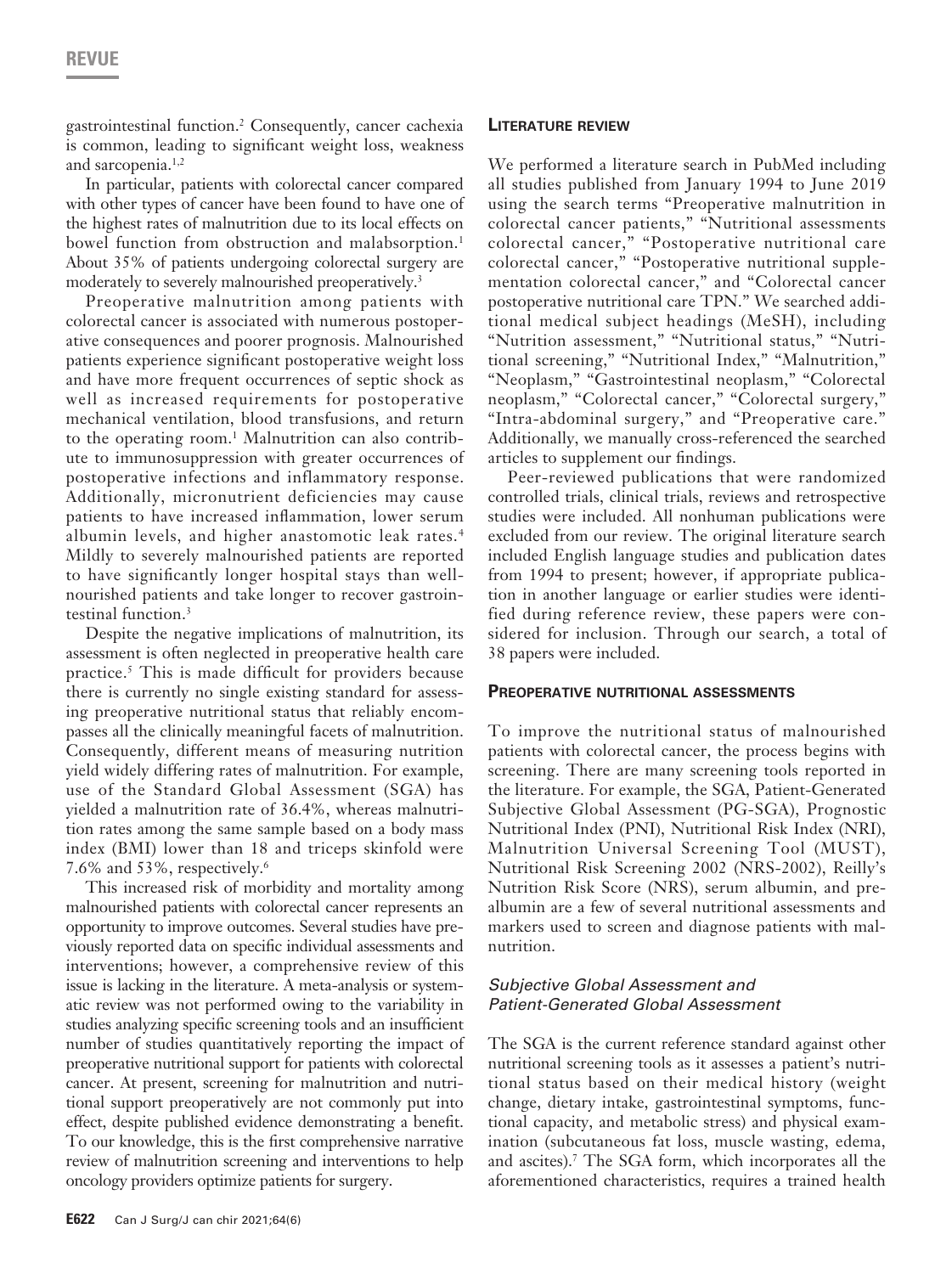gastrointestinal function.[2] Consequently, cancer cachexia is common, leading to significant weight loss, weakness and sarcopenia.[1,2]

In particular, patients with colorectal cancer compared with other types of cancer have been found to have one of the highest rates of malnutrition due to its local effects on bowel function from obstruction and malabsorption.[1] About 35% of patients undergoing colorectal surgery are moderately to severely malnourished preoperatively.[3]

Preoperative malnutrition among patients with colorectal cancer is associated with numerous postoperative consequences and poorer prognosis. Malnourished patients experience significant postoperative weight loss and have more frequent occurrences of septic shock as well as increased requirements for postoperative mechanical ventilation, blood transfusions, and return to the operating room.[1] Malnutrition can also contribute to immunosuppression with greater occurrences of postoperative infections and inflammatory response. Additionally, micronutrient deficiencies may cause patients to have increased inflammation, lower serum albumin levels, and higher anastomotic leak rates.[4] Mildly to severely malnourished patients are reported to have significantly longer hospital stays than well-nourished patients and take longer to recover gastrointestinal function.[3]

Despite the negative implications of malnutrition, its assessment is often neglected in preoperative health care practice.[5] This is made difficult for providers because there is currently no single existing standard for assessing preoperative nutritional status that reliably encompasses all the clinically meaningful facets of malnutrition. Consequently, different means of measuring nutrition yield widely differing rates of malnutrition. For example, use of the Standard Global Assessment (SGA) has yielded a malnutrition rate of 36.4%, whereas malnutrition rates among the same sample based on a body mass index (BMI) lower than 18 and triceps skinfold were 7.6% and 53%, respectively.[6]

This increased risk of morbidity and mortality among malnourished patients with colorectal cancer represents an opportunity to improve outcomes. Several studies have previously reported data on specific individual assessments and interventions; however, a comprehensive review of this issue is lacking in the literature. A meta-analysis or systematic review was not performed owing to the variability in studies analyzing specific screening tools and an insufficient number of studies quantitatively reporting the impact of preoperative nutritional support for patients with colorectal cancer. At present, screening for malnutrition and nutritional support preoperatively are not commonly put into effect, despite published evidence demonstrating a benefit. To our knowledge, this is the first comprehensive narrative review of malnutrition screening and interventions to help oncology providers optimize patients for surgery.

## Literature review

We performed a literature search in PubMed including all studies published from January 1994 to June 2019 using the search terms "Preoperative malnutrition in colorectal cancer patients," "Nutritional assessments colorectal cancer," "Postoperative nutritional care colorectal cancer," "Postoperative nutritional supplementation colorectal cancer," and "Colorectal cancer postoperative nutritional care TPN." We searched additional medical subject headings (MeSH), including "Nutrition assessment," "Nutritional status," "Nutritional screening," "Nutritional Index," "Malnutrition," "Neoplasm," "Gastrointestinal neoplasm," "Colorectal neoplasm," "Colorectal cancer," "Colorectal surgery," "Intra-abdominal surgery," and "Preoperative care." Additionally, we manually cross-referenced the searched articles to supplement our findings.

Peer-reviewed publications that were randomized controlled trials, clinical trials, reviews and retrospective studies were included. All nonhuman publications were excluded from our review. The original literature search included English language studies and publication dates from 1994 to present; however, if appropriate publication in another language or earlier studies were identified during reference review, these papers were considered for inclusion. Through our search, a total of 38 papers were included.

## Preoperative nutritional assessments

To improve the nutritional status of malnourished patients with colorectal cancer, the process begins with screening. There are many screening tools reported in the literature. For example, the SGA, Patient-Generated Subjective Global Assessment (PG-SGA), Prognostic Nutritional Index (PNI), Nutritional Risk Index (NRI), Malnutrition Universal Screening Tool (MUST), Nutritional Risk Screening 2002 (NRS-2002), Reilly's Nutrition Risk Score (NRS), serum albumin, and prealbumin are a few of several nutritional assessments and markers used to screen and diagnose patients with malnutrition.

### *Subjective Global Assessment and Patient-Generated Global Assessment*

The SGA is the current reference standard against other nutritional screening tools as it assesses a patient's nutritional status based on their medical history (weight change, dietary intake, gastrointestinal symptoms, functional capacity, and metabolic stress) and physical examination (subcutaneous fat loss, muscle wasting, edema, and ascites).[7] The SGA form, which incorporates all the aforementioned characteristics, requires a trained health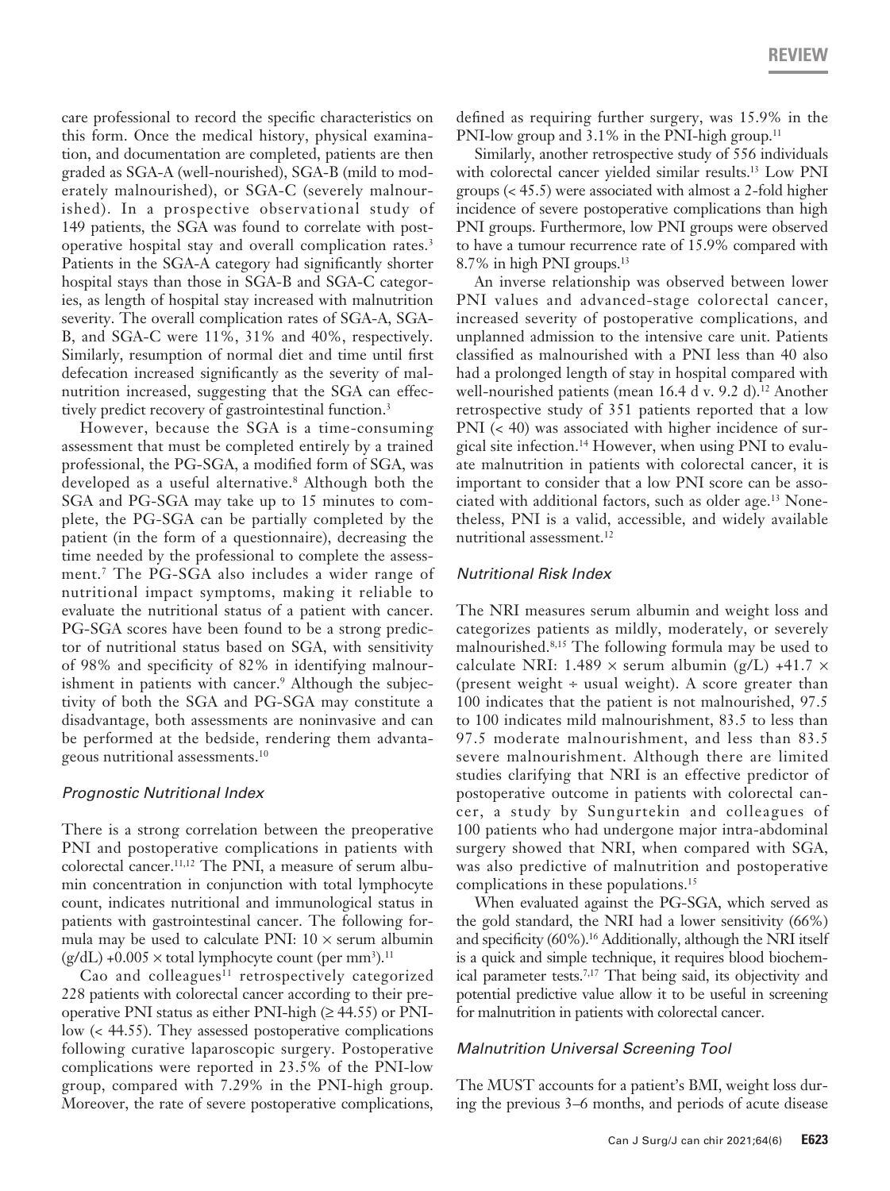care professional to record the specific characteristics on this form. Once the medical history, physical examination, and documentation are completed, patients are then graded as SGA-A (well-nourished), SGA-B (mild to moderately malnourished), or SGA-C (severely malnourished). In a prospective observational study of 149 patients, the SGA was found to correlate with postoperative hospital stay and overall complication rates.[3] Patients in the SGA-A category had significantly shorter hospital stays than those in SGA-B and SGA-C categories, as length of hospital stay increased with malnutrition severity. The overall complication rates of SGA-A, SGA-B, and SGA-C were 11%, 31% and 40%, respectively. Similarly, resumption of normal diet and time until first defecation increased significantly as the severity of malnutrition increased, suggesting that the SGA can effectively predict recovery of gastrointestinal function.[3]

However, because the SGA is a time-consuming assessment that must be completed entirely by a trained professional, the PG-SGA, a modified form of SGA, was developed as a useful alternative.[8] Although both the SGA and PG-SGA may take up to 15 minutes to complete, the PG-SGA can be partially completed by the patient (in the form of a questionnaire), decreasing the time needed by the professional to complete the assessment.[7] The PG-SGA also includes a wider range of nutritional impact symptoms, making it reliable to evaluate the nutritional status of a patient with cancer. PG-SGA scores have been found to be a strong predictor of nutritional status based on SGA, with sensitivity of 98% and specificity of 82% in identifying malnourishment in patients with cancer.[9] Although the subjectivity of both the SGA and PG-SGA may constitute a disadvantage, both assessments are noninvasive and can be performed at the bedside, rendering them advantageous nutritional assessments.[10]

### *Prognostic Nutritional Index*

There is a strong correlation between the preoperative PNI and postoperative complications in patients with colorectal cancer.[11,12] The PNI, a measure of serum albumin concentration in conjunction with total lymphocyte count, indicates nutritional and immunological status in patients with gastrointestinal cancer. The following formula may be used to calculate PNI: $10 \times$ serum albumin (g/dL) $+0.005 \times$ total lymphocyte count (per mm$^3$).[11]

Cao and colleagues[11] retrospectively categorized 228 patients with colorectal cancer according to their preoperative PNI status as either PNI-high ($\geq 44.55$) or PNI-low ($< 44.55$). They assessed postoperative complications following curative laparoscopic surgery. Postoperative complications were reported in 23.5% of the PNI-low group, compared with 7.29% in the PNI-high group. Moreover, the rate of severe postoperative complications, defined as requiring further surgery, was 15.9% in the PNI-low group and 3.1% in the PNI-high group.[11]

Similarly, another retrospective study of 556 individuals with colorectal cancer yielded similar results.[13] Low PNI groups ($< 45.5$) were associated with almost a 2-fold higher incidence of severe postoperative complications than high PNI groups. Furthermore, low PNI groups were observed to have a tumour recurrence rate of 15.9% compared with 8.7% in high PNI groups.[13]

An inverse relationship was observed between lower PNI values and advanced-stage colorectal cancer, increased severity of postoperative complications, and unplanned admission to the intensive care unit. Patients classified as malnourished with a PNI less than 40 also had a prolonged length of stay in hospital compared with well-nourished patients (mean 16.4 d v. 9.2 d).[12] Another retrospective study of 351 patients reported that a low PNI ($< 40$) was associated with higher incidence of surgical site infection.[14] However, when using PNI to evaluate malnutrition in patients with colorectal cancer, it is important to consider that a low PNI score can be associated with additional factors, such as older age.[13] Nonetheless, PNI is a valid, accessible, and widely available nutritional assessment.[12]

### *Nutritional Risk Index*

The NRI measures serum albumin and weight loss and categorizes patients as mildly, moderately, or severely malnourished.[8,15] The following formula may be used to calculate NRI: $1.489 \times$ serum albumin (g/L) $+41.7 \times$ (present weight $\div$ usual weight). A score greater than 100 indicates that the patient is not malnourished, 97.5 to 100 indicates mild malnourishment, 83.5 to less than 97.5 moderate malnourishment, and less than 83.5 severe malnourishment. Although there are limited studies clarifying that NRI is an effective predictor of postoperative outcome in patients with colorectal cancer, a study by Sungurtekin and colleagues of 100 patients who had undergone major intra-abdominal surgery showed that NRI, when compared with SGA, was also predictive of malnutrition and postoperative complications in these populations.[15]

When evaluated against the PG-SGA, which served as the gold standard, the NRI had a lower sensitivity (66%) and specificity (60%).[16] Additionally, although the NRI itself is a quick and simple technique, it requires blood biochemical parameter tests.[7,17] That being said, its objectivity and potential predictive value allow it to be useful in screening for malnutrition in patients with colorectal cancer.

### *Malnutrition Universal Screening Tool*

The MUST accounts for a patient's BMI, weight loss during the previous 3–6 months, and periods of acute disease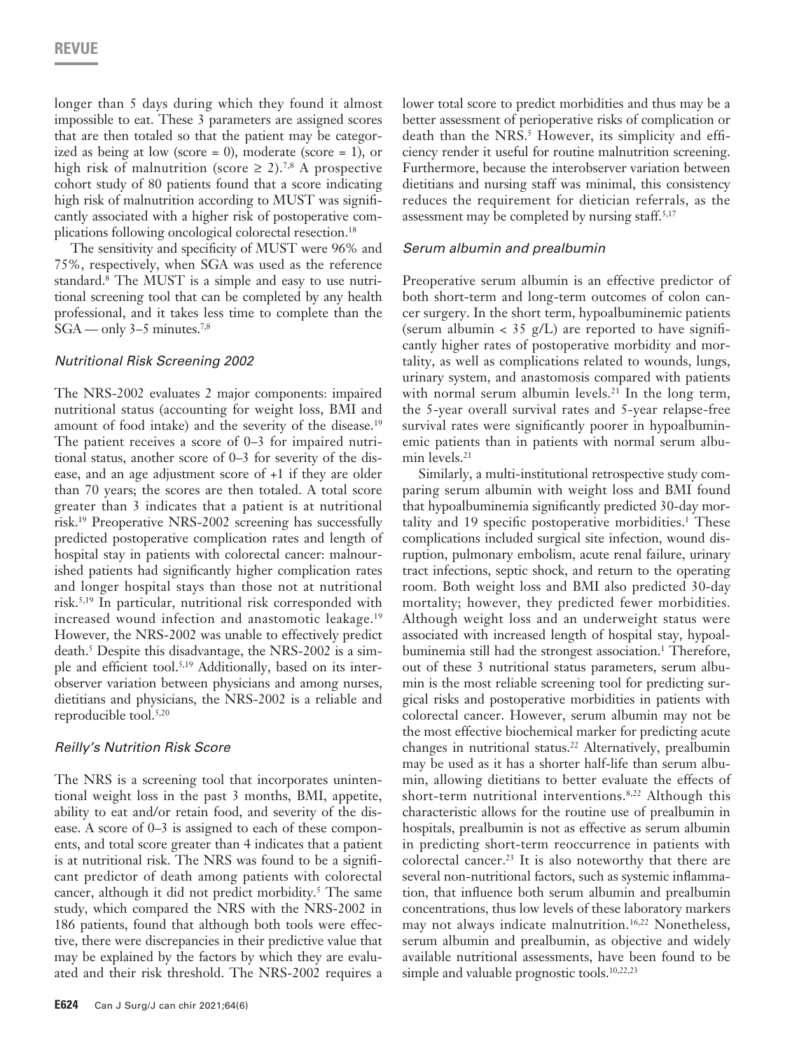longer than 5 days during which they found it almost impossible to eat. These 3 parameters are assigned scores that are then totaled so that the patient may be categorized as being at low (score = 0), moderate (score = 1), or high risk of malnutrition (score $\geq$ 2).[7,8] A prospective cohort study of 80 patients found that a score indicating high risk of malnutrition according to MUST was significantly associated with a higher risk of postoperative complications following oncological colorectal resection.[18]

The sensitivity and specificity of MUST were 96% and 75%, respectively, when SGA was used as the reference standard.[8] The MUST is a simple and easy to use nutritional screening tool that can be completed by any health professional, and it takes less time to complete than the SGA — only 3–5 minutes.[7,8]

### *Nutritional Risk Screening 2002*

The NRS-2002 evaluates 2 major components: impaired nutritional status (accounting for weight loss, BMI and amount of food intake) and the severity of the disease.[19] The patient receives a score of 0–3 for impaired nutritional status, another score of 0–3 for severity of the disease, and an age adjustment score of +1 if they are older than 70 years; the scores are then totaled. A total score greater than 3 indicates that a patient is at nutritional risk.[19] Preoperative NRS-2002 screening has successfully predicted postoperative complication rates and length of hospital stay in patients with colorectal cancer: malnourished patients had significantly higher complication rates and longer hospital stays than those not at nutritional risk.[5,19] In particular, nutritional risk corresponded with increased wound infection and anastomotic leakage.[19] However, the NRS-2002 was unable to effectively predict death.[5] Despite this disadvantage, the NRS-2002 is a simple and efficient tool.[5,19] Additionally, based on its interobserver variation between physicians and among nurses, dietitians and physicians, the NRS-2002 is a reliable and reproducible tool.[5,20]

### *Reilly's Nutrition Risk Score*

The NRS is a screening tool that incorporates unintentional weight loss in the past 3 months, BMI, appetite, ability to eat and/or retain food, and severity of the disease. A score of 0–3 is assigned to each of these components, and total score greater than 4 indicates that a patient is at nutritional risk. The NRS was found to be a significant predictor of death among patients with colorectal cancer, although it did not predict morbidity.[5] The same study, which compared the NRS with the NRS-2002 in 186 patients, found that although both tools were effective, there were discrepancies in their predictive value that may be explained by the factors by which they are evaluated and their risk threshold. The NRS-2002 requires a lower total score to predict morbidities and thus may be a better assessment of perioperative risks of complication or death than the NRS.[5] However, its simplicity and efficiency render it useful for routine malnutrition screening. Furthermore, because the interobserver variation between dietitians and nursing staff was minimal, this consistency reduces the requirement for dietician referrals, as the assessment may be completed by nursing staff.[5,17]

### *Serum albumin and prealbumin*

Preoperative serum albumin is an effective predictor of both short-term and long-term outcomes of colon cancer surgery. In the short term, hypoalbuminemic patients (serum albumin < 35 g/L) are reported to have significantly higher rates of postoperative morbidity and mortality, as well as complications related to wounds, lungs, urinary system, and anastomosis compared with patients with normal serum albumin levels.[21] In the long term, the 5-year overall survival rates and 5-year relapse-free survival rates were significantly poorer in hypoalbuminemic patients than in patients with normal serum albumin levels.[21]

Similarly, a multi-institutional retrospective study comparing serum albumin with weight loss and BMI found that hypoalbuminemia significantly predicted 30-day mortality and 19 specific postoperative morbidities.[1] These complications included surgical site infection, wound disruption, pulmonary embolism, acute renal failure, urinary tract infections, septic shock, and return to the operating room. Both weight loss and BMI also predicted 30-day mortality; however, they predicted fewer morbidities. Although weight loss and an underweight status were associated with increased length of hospital stay, hypoalbuminemia still had the strongest association.[1] Therefore, out of these 3 nutritional status parameters, serum albumin is the most reliable screening tool for predicting surgical risks and postoperative morbidities in patients with colorectal cancer. However, serum albumin may not be the most effective biochemical marker for predicting acute changes in nutritional status.[22] Alternatively, prealbumin may be used as it has a shorter half-life than serum albumin, allowing dietitians to better evaluate the effects of short-term nutritional interventions.[8,22] Although this characteristic allows for the routine use of prealbumin in hospitals, prealbumin is not as effective as serum albumin in predicting short-term reoccurrence in patients with colorectal cancer.[23] It is also noteworthy that there are several non-nutritional factors, such as systemic inflammation, that influence both serum albumin and prealbumin concentrations, thus low levels of these laboratory markers may not always indicate malnutrition.[16,22] Nonetheless, serum albumin and prealbumin, as objective and widely available nutritional assessments, have been found to be simple and valuable prognostic tools.[10,22,23]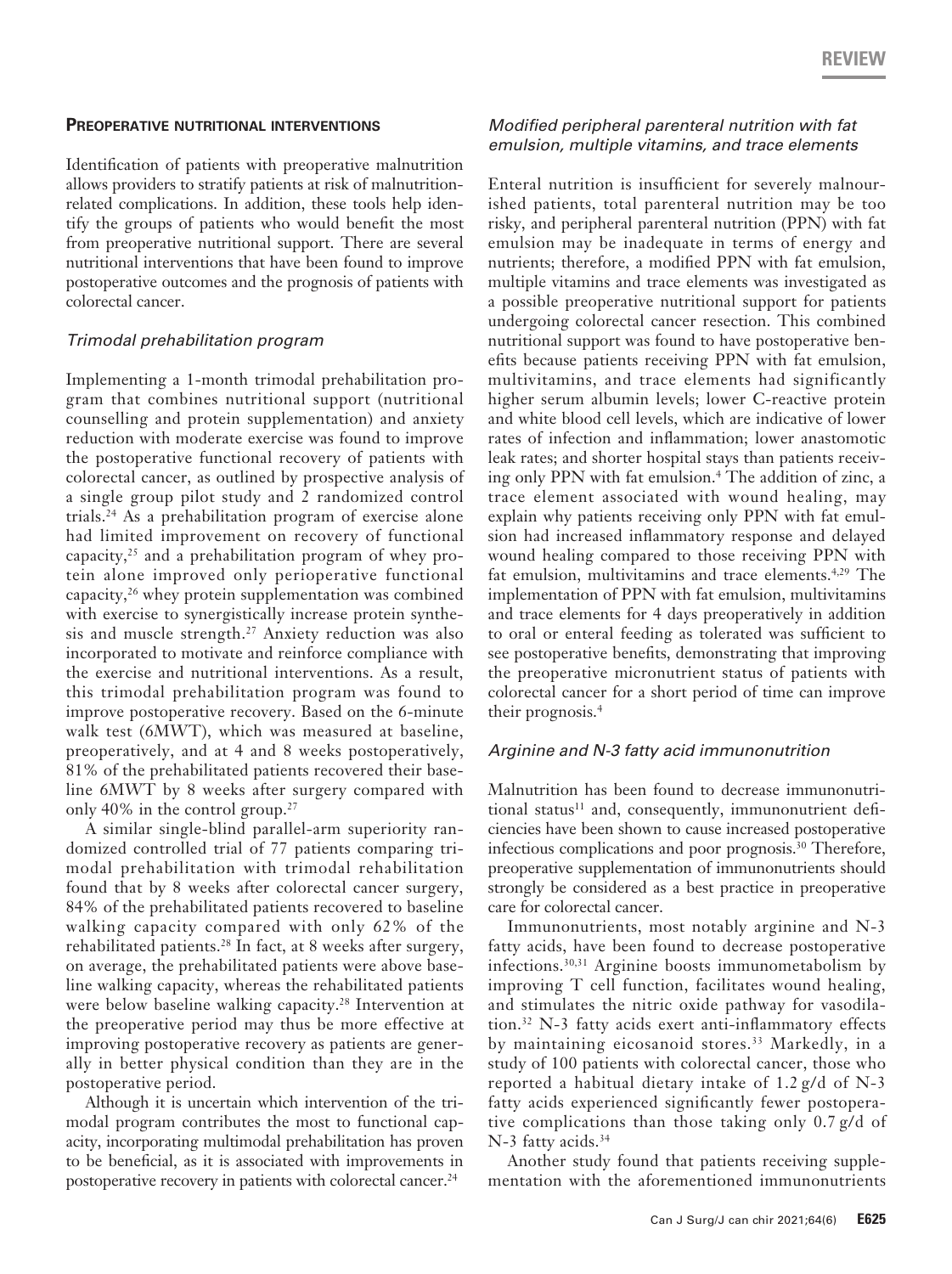## PREOPERATIVE NUTRITIONAL INTERVENTIONS

Identification of patients with preoperative malnutrition allows providers to stratify patients at risk of malnutrition-related complications. In addition, these tools help identify the groups of patients who would benefit the most from preoperative nutritional support. There are several nutritional interventions that have been found to improve postoperative outcomes and the prognosis of patients with colorectal cancer.

### *Trimodal prehabilitation program*

Implementing a 1-month trimodal prehabilitation program that combines nutritional support (nutritional counselling and protein supplementation) and anxiety reduction with moderate exercise was found to improve the postoperative functional recovery of patients with colorectal cancer, as outlined by prospective analysis of a single group pilot study and 2 randomized control trials.[24] As a prehabilitation program of exercise alone had limited improvement on recovery of functional capacity,[25] and a prehabilitation program of whey protein alone improved only perioperative functional capacity,[26] whey protein supplementation was combined with exercise to synergistically increase protein synthesis and muscle strength.[27] Anxiety reduction was also incorporated to motivate and reinforce compliance with the exercise and nutritional interventions. As a result, this trimodal prehabilitation program was found to improve postoperative recovery. Based on the 6-minute walk test (6MWT), which was measured at baseline, preoperatively, and at 4 and 8 weeks postoperatively, 81% of the prehabilitated patients recovered their baseline 6MWT by 8 weeks after surgery compared with only 40% in the control group.[27]

A similar single-blind parallel-arm superiority randomized controlled trial of 77 patients comparing trimodal prehabilitation with trimodal rehabilitation found that by 8 weeks after colorectal cancer surgery, 84% of the prehabilitated patients recovered to baseline walking capacity compared with only 62% of the rehabilitated patients.[28] In fact, at 8 weeks after surgery, on average, the prehabilitated patients were above baseline walking capacity, whereas the rehabilitated patients were below baseline walking capacity.[28] Intervention at the preoperative period may thus be more effective at improving postoperative recovery as patients are generally in better physical condition than they are in the postoperative period.

Although it is uncertain which intervention of the trimodal program contributes the most to functional capacity, incorporating multimodal prehabilitation has proven to be beneficial, as it is associated with improvements in postoperative recovery in patients with colorectal cancer.[24]

### *Modified peripheral parenteral nutrition with fat emulsion, multiple vitamins, and trace elements*

Enteral nutrition is insufficient for severely malnourished patients, total parenteral nutrition may be too risky, and peripheral parenteral nutrition (PPN) with fat emulsion may be inadequate in terms of energy and nutrients; therefore, a modified PPN with fat emulsion, multiple vitamins and trace elements was investigated as a possible preoperative nutritional support for patients undergoing colorectal cancer resection. This combined nutritional support was found to have postoperative benefits because patients receiving PPN with fat emulsion, multivitamins, and trace elements had significantly higher serum albumin levels; lower C-reactive protein and white blood cell levels, which are indicative of lower rates of infection and inflammation; lower anastomotic leak rates; and shorter hospital stays than patients receiving only PPN with fat emulsion.[4] The addition of zinc, a trace element associated with wound healing, may explain why patients receiving only PPN with fat emulsion had increased inflammatory response and delayed wound healing compared to those receiving PPN with fat emulsion, multivitamins and trace elements.[4,29] The implementation of PPN with fat emulsion, multivitamins and trace elements for 4 days preoperatively in addition to oral or enteral feeding as tolerated was sufficient to see postoperative benefits, demonstrating that improving the preoperative micronutrient status of patients with colorectal cancer for a short period of time can improve their prognosis.[4]

### *Arginine and N-3 fatty acid immunonutrition*

Malnutrition has been found to decrease immunonutritional status[11] and, consequently, immunonutrient deficiencies have been shown to cause increased postoperative infectious complications and poor prognosis.[30] Therefore, preoperative supplementation of immunonutrients should strongly be considered as a best practice in preoperative care for colorectal cancer.

Immunonutrients, most notably arginine and N-3 fatty acids, have been found to decrease postoperative infections.[30,31] Arginine boosts immunometabolism by improving T cell function, facilitates wound healing, and stimulates the nitric oxide pathway for vasodilation.[32] N-3 fatty acids exert anti-inflammatory effects by maintaining eicosanoid stores.[33] Markedly, in a study of 100 patients with colorectal cancer, those who reported a habitual dietary intake of 1.2 g/d of N-3 fatty acids experienced significantly fewer postoperative complications than those taking only 0.7 g/d of N-3 fatty acids.[34]

Another study found that patients receiving supplementation with the aforementioned immunonutrients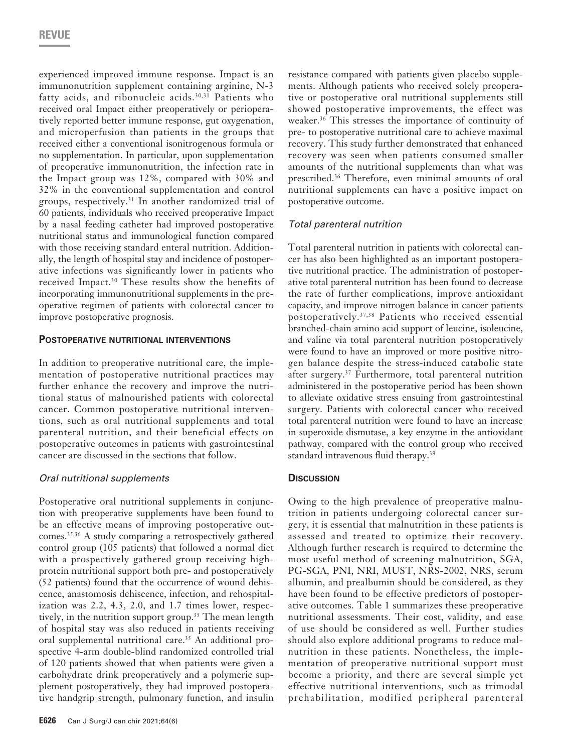experienced improved immune response. Impact is an immunonutrition supplement containing arginine, N-3 fatty acids, and ribonucleic acids.[30,31] Patients who received oral Impact either preoperatively or perioperatively reported better immune response, gut oxygenation, and microperfusion than patients in the groups that received either a conventional isonitrogenous formula or no supplementation. In particular, upon supplementation of preoperative immunonutrition, the infection rate in the Impact group was 12%, compared with 30% and 32% in the conventional supplementation and control groups, respectively.[31] In another randomized trial of 60 patients, individuals who received preoperative Impact by a nasal feeding catheter had improved postoperative nutritional status and immunological function compared with those receiving standard enteral nutrition. Additionally, the length of hospital stay and incidence of postoperative infections was significantly lower in patients who received Impact.[30] These results show the benefits of incorporating immunonutritional supplements in the preoperative regimen of patients with colorectal cancer to improve postoperative prognosis.

## Postoperative nutritional interventions

In addition to preoperative nutritional care, the implementation of postoperative nutritional practices may further enhance the recovery and improve the nutritional status of malnourished patients with colorectal cancer. Common postoperative nutritional interventions, such as oral nutritional supplements and total parenteral nutrition, and their beneficial effects on postoperative outcomes in patients with gastrointestinal cancer are discussed in the sections that follow.

### *Oral nutritional supplements*

Postoperative oral nutritional supplements in conjunction with preoperative supplements have been found to be an effective means of improving postoperative outcomes.[35,36] A study comparing a retrospectively gathered control group (105 patients) that followed a normal diet with a prospectively gathered group receiving high-protein nutritional support both pre- and postoperatively (52 patients) found that the occurrence of wound dehiscence, anastomosis dehiscence, infection, and rehospitalization was 2.2, 4.3, 2.0, and 1.7 times lower, respectively, in the nutrition support group.[35] The mean length of hospital stay was also reduced in patients receiving oral supplemental nutritional care.[35] An additional prospective 4-arm double-blind randomized controlled trial of 120 patients showed that when patients were given a carbohydrate drink preoperatively and a polymeric supplement postoperatively, they had improved postoperative handgrip strength, pulmonary function, and insulin resistance compared with patients given placebo supplements. Although patients who received solely preoperative or postoperative oral nutritional supplements still showed postoperative improvements, the effect was weaker.[36] This stresses the importance of continuity of pre- to postoperative nutritional care to achieve maximal recovery. This study further demonstrated that enhanced recovery was seen when patients consumed smaller amounts of the nutritional supplements than what was prescribed.[36] Therefore, even minimal amounts of oral nutritional supplements can have a positive impact on postoperative outcome.

### *Total parenteral nutrition*

Total parenteral nutrition in patients with colorectal cancer has also been highlighted as an important postoperative nutritional practice. The administration of postoperative total parenteral nutrition has been found to decrease the rate of further complications, improve antioxidant capacity, and improve nitrogen balance in cancer patients postoperatively.[37,38] Patients who received essential branched-chain amino acid support of leucine, isoleucine, and valine via total parenteral nutrition postoperatively were found to have an improved or more positive nitrogen balance despite the stress-induced catabolic state after surgery.[37] Furthermore, total parenteral nutrition administered in the postoperative period has been shown to alleviate oxidative stress ensuing from gastrointestinal surgery. Patients with colorectal cancer who received total parenteral nutrition were found to have an increase in superoxide dismutase, a key enzyme in the antioxidant pathway, compared with the control group who received standard intravenous fluid therapy.[38]

## Discussion

Owing to the high prevalence of preoperative malnutrition in patients undergoing colorectal cancer surgery, it is essential that malnutrition in these patients is assessed and treated to optimize their recovery. Although further research is required to determine the most useful method of screening malnutrition, SGA, PG-SGA, PNI, NRI, MUST, NRS-2002, NRS, serum albumin, and prealbumin should be considered, as they have been found to be effective predictors of postoperative outcomes. Table 1 summarizes these preoperative nutritional assessments. Their cost, validity, and ease of use should be considered as well. Further studies should also explore additional programs to reduce malnutrition in these patients. Nonetheless, the implementation of preoperative nutritional support must become a priority, and there are several simple yet effective nutritional interventions, such as trimodal prehabilitation, modified peripheral parenteral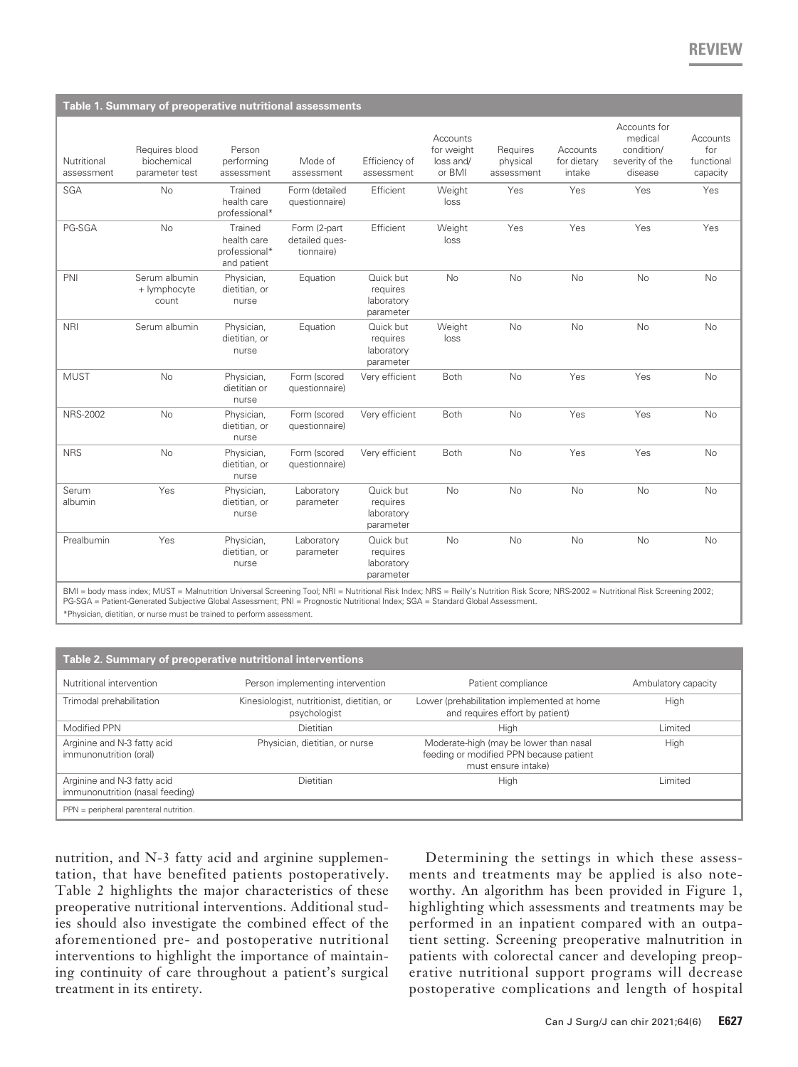**Table 1. Summary of preoperative nutritional assessments**

| Nutritional assessment | Requires blood biochemical parameter test | Person performing assessment | Mode of assessment | Efficiency of assessment | Accounts for weight loss and/ or BMI | Requires physical assessment | Accounts for dietary intake | Accounts for medical condition/ severity of the disease | Accounts for functional capacity |
|---|---|---|---|---|---|---|---|---|---|
| SGA | No | Trained health care professional* | Form (detailed questionnaire) | Efficient | Weight loss | Yes | Yes | Yes | Yes |
| PG-SGA | No | Trained health care professional* and patient | Form (2-part detailed questionnaire) | Efficient | Weight loss | Yes | Yes | Yes | Yes |
| PNI | Serum albumin + lymphocyte count | Physician, dietitian, or nurse | Equation | Quick but requires laboratory parameter | No | No | No | No | No |
| NRI | Serum albumin | Physician, dietitian, or nurse | Equation | Quick but requires laboratory parameter | Weight loss | No | No | No | No |
| MUST | No | Physician, dietitian or nurse | Form (scored questionnaire) | Very efficient | Both | No | Yes | Yes | No |
| NRS-2002 | No | Physician, dietitian, or nurse | Form (scored questionnaire) | Very efficient | Both | No | Yes | Yes | No |
| NRS | No | Physician, dietitian, or nurse | Form (scored questionnaire) | Very efficient | Both | No | Yes | Yes | No |
| Serum albumin | Yes | Physician, dietitian, or nurse | Laboratory parameter | Quick but requires laboratory parameter | No | No | No | No | No |
| Prealbumin | Yes | Physician, dietitian, or nurse | Laboratory parameter | Quick but requires laboratory parameter | No | No | No | No | No |

BMI = body mass index; MUST = Malnutrition Universal Screening Tool; NRI = Nutritional Risk Index; NRS = Reilly's Nutrition Risk Score; NRS-2002 = Nutritional Risk Screening 2002; PG-SGA = Patient-Generated Subjective Global Assessment; PNI = Prognostic Nutritional Index; SGA = Standard Global Assessment.
*Physician, dietitian, or nurse must be trained to perform assessment.

**Table 2. Summary of preoperative nutritional interventions**

| Nutritional intervention | Person implementing intervention | Patient compliance | Ambulatory capacity |
|---|---|---|---|
| Trimodal prehabilitation | Kinesiologist, nutritionist, dietitian, or psychologist | Lower (prehabilitation implemented at home and requires effort by patient) | High |
| Modified PPN | Dietitian | High | Limited |
| Arginine and N-3 fatty acid immunonutrition (oral) | Physician, dietitian, or nurse | Moderate-high (may be lower than nasal feeding or modified PPN because patient must ensure intake) | High |
| Arginine and N-3 fatty acid immunonutrition (nasal feeding) | Dietitian | High | Limited |

PPN = peripheral parenteral nutrition.

nutrition, and N-3 fatty acid and arginine supplementation, that have benefited patients postoperatively. Table 2 highlights the major characteristics of these preoperative nutritional interventions. Additional studies should also investigate the combined effect of the aforementioned pre- and postoperative nutritional interventions to highlight the importance of maintaining continuity of care throughout a patient's surgical treatment in its entirety.

Determining the settings in which these assessments and treatments may be applied is also noteworthy. An algorithm has been provided in Figure 1, highlighting which assessments and treatments may be performed in an inpatient compared with an outpatient setting. Screening preoperative malnutrition in patients with colorectal cancer and developing preoperative nutritional support programs will decrease postoperative complications and length of hospital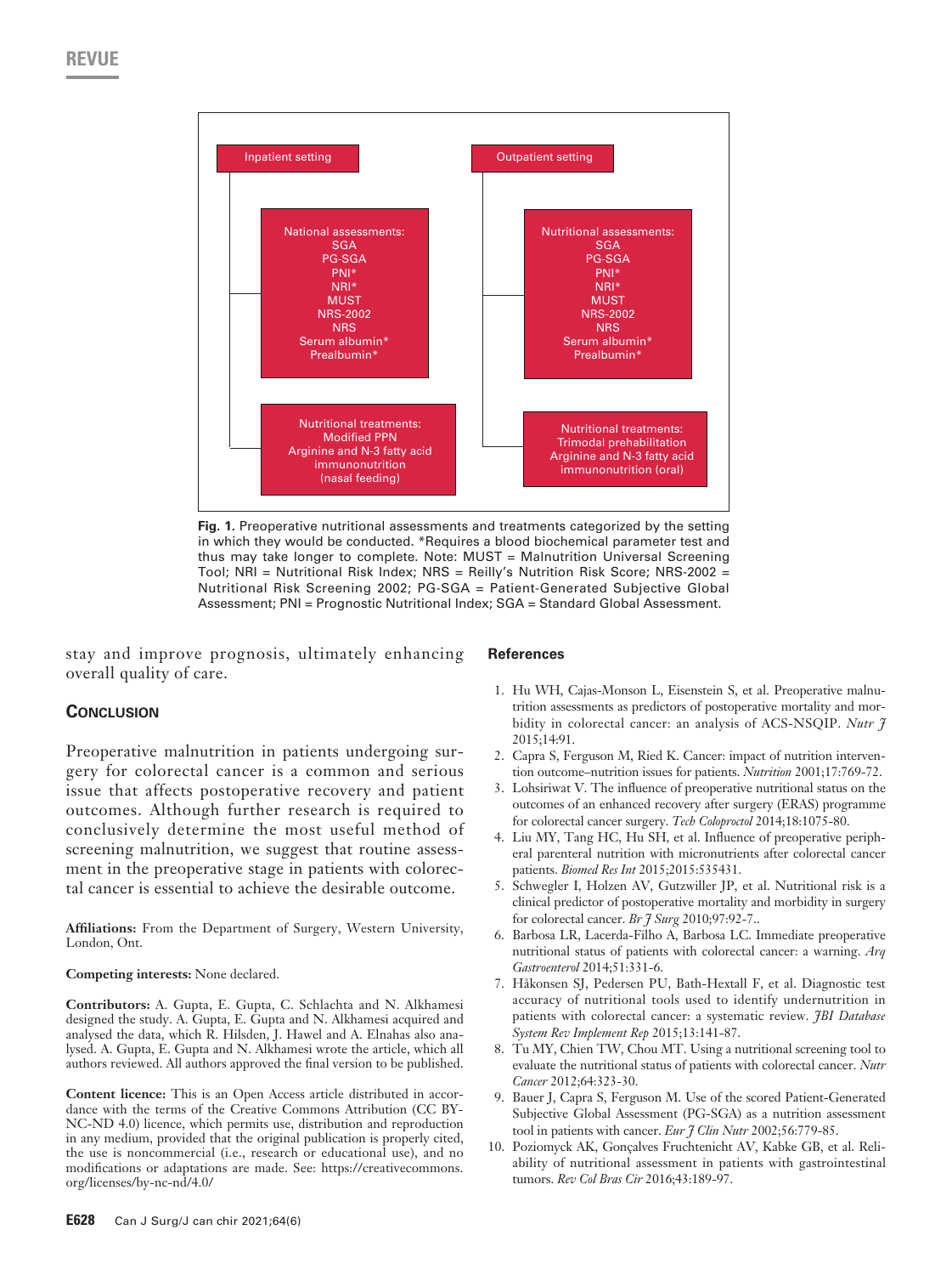Inpatient setting

National assessments:
SGA
PG-SGA
PNI*
NRI*
MUST
NRS-2002
NRS
Serum albumin*
Prealbumin*

Nutritional treatments:
Modified PPN
Arginine and N-3 fatty acid immunonutrition (nasal feeding)

Outpatient setting

Nutritional assessments:
SGA
PG-SGA
PNI*
NRI*
MUST
NRS-2002
NRS
Serum albumin*
Prealbumin*

Nutritional treatments:
Trimodal prehabilitation
Arginine and N-3 fatty acid immunonutrition (oral)

**Fig. 1.** Preoperative nutritional assessments and treatments categorized by the setting in which they would be conducted. *Requires a blood biochemical parameter test and thus may take longer to complete. Note: MUST = Malnutrition Universal Screening Tool; NRI = Nutritional Risk Index; NRS = Reilly's Nutrition Risk Score; NRS-2002 = Nutritional Risk Screening 2002; PG-SGA = Patient-Generated Subjective Global Assessment; PNI = Prognostic Nutritional Index; SGA = Standard Global Assessment.

stay and improve prognosis, ultimately enhancing overall quality of care.

## Conclusion

Preoperative malnutrition in patients undergoing surgery for colorectal cancer is a common and serious issue that affects postoperative recovery and patient outcomes. Although further research is required to conclusively determine the most useful method of screening malnutrition, we suggest that routine assessment in the preoperative stage in patients with colorectal cancer is essential to achieve the desirable outcome.

**Affiliations:** From the Department of Surgery, Western University, London, Ont.

**Competing interests:** None declared.

**Contributors:** A. Gupta, E. Gupta, C. Schlachta and N. Alkhamesi designed the study. A. Gupta, E. Gupta and N. Alkhamesi acquired and analysed the data, which R. Hilsden, J. Hawel and A. Elnahas also analysed. A. Gupta, E. Gupta and N. Alkhamesi wrote the article, which all authors reviewed. All authors approved the final version to be published.

**Content licence:** This is an Open Access article distributed in accordance with the terms of the Creative Commons Attribution (CC BY-NC-ND 4.0) licence, which permits use, distribution and reproduction in any medium, provided that the original publication is properly cited, the use is noncommercial (i.e., research or educational use), and no modifications or adaptations are made. See: https://creativecommons.org/licenses/by-nc-nd/4.0/

## References

1. Hu WH, Cajas-Monson L, Eisenstein S, et al. Preoperative malnutrition assessments as predictors of postoperative mortality and morbidity in colorectal cancer: an analysis of ACS-NSQIP. *Nutr J* 2015;14:91.
2. Capra S, Ferguson M, Ried K. Cancer: impact of nutrition intervention outcome–nutrition issues for patients. *Nutrition* 2001;17:769-72.
3. Lohsiriwat V. The influence of preoperative nutritional status on the outcomes of an enhanced recovery after surgery (ERAS) programme for colorectal cancer surgery. *Tech Coloproctol* 2014;18:1075-80.
4. Liu MY, Tang HC, Hu SH, et al. Influence of preoperative peripheral parenteral nutrition with micronutrients after colorectal cancer patients. *Biomed Res Int* 2015;2015:535431.
5. Schwegler I, Holzen AV, Gutzwiller JP, et al. Nutritional risk is a clinical predictor of postoperative mortality and morbidity in surgery for colorectal cancer. *Br J Surg* 2010;97:92-7..
6. Barbosa LR, Lacerda-Filho A, Barbosa LC. Immediate preoperative nutritional status of patients with colorectal cancer: a warning. *Arq Gastroenterol* 2014;51:331-6.
7. Håkonsen SJ, Pedersen PU, Bath-Hextall F, et al. Diagnostic test accuracy of nutritional tools used to identify undernutrition in patients with colorectal cancer: a systematic review. *JBI Database System Rev Implement Rep* 2015;13:141-87.
8. Tu MY, Chien TW, Chou MT. Using a nutritional screening tool to evaluate the nutritional status of patients with colorectal cancer. *Nutr Cancer* 2012;64:323-30.
9. Bauer J, Capra S, Ferguson M. Use of the scored Patient-Generated Subjective Global Assessment (PG-SGA) as a nutrition assessment tool in patients with cancer. *Eur J Clin Nutr* 2002;56:779-85.
10. Poziomyck AK, Gonçalves Fruchtenicht AV, Kabke GB, et al. Reliability of nutritional assessment in patients with gastrointestinal tumors. *Rev Col Bras Cir* 2016;43:189-97.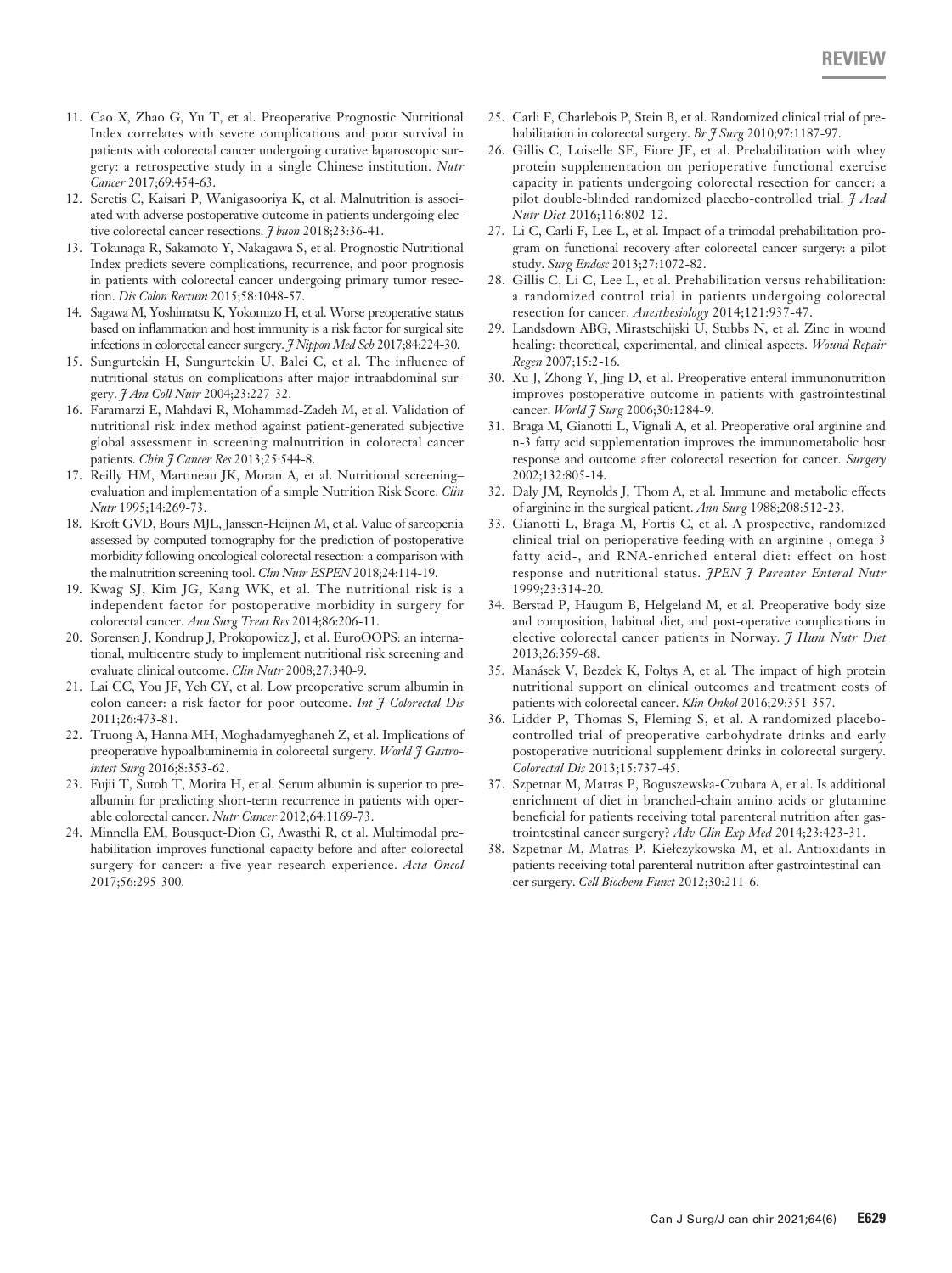11. Cao X, Zhao G, Yu T, et al. Preoperative Prognostic Nutritional Index correlates with severe complications and poor survival in patients with colorectal cancer undergoing curative laparoscopic surgery: a retrospective study in a single Chinese institution. *Nutr Cancer* 2017;69:454-63.
12. Seretis C, Kaisari P, Wanigasooriya K, et al. Malnutrition is associated with adverse postoperative outcome in patients undergoing elective colorectal cancer resections. *J buon* 2018;23:36-41.
13. Tokunaga R, Sakamoto Y, Nakagawa S, et al. Prognostic Nutritional Index predicts severe complications, recurrence, and poor prognosis in patients with colorectal cancer undergoing primary tumor resection. *Dis Colon Rectum* 2015;58:1048-57.
14. Sagawa M, Yoshimatsu K, Yokomizo H, et al. Worse preoperative status based on inflammation and host immunity is a risk factor for surgical site infections in colorectal cancer surgery. *J Nippon Med Sch* 2017;84:224-30.
15. Sungurtekin H, Sungurtekin U, Balci C, et al. The influence of nutritional status on complications after major intraabdominal surgery. *J Am Coll Nutr* 2004;23:227-32.
16. Faramarzi E, Mahdavi R, Mohammad-Zadeh M, et al. Validation of nutritional risk index method against patient-generated subjective global assessment in screening malnutrition in colorectal cancer patients. *Chin J Cancer Res* 2013;25:544-8.
17. Reilly HM, Martineau JK, Moran A, et al. Nutritional screening–evaluation and implementation of a simple Nutrition Risk Score. *Clin Nutr* 1995;14:269-73.
18. Kroft GVD, Bours MJL, Janssen-Heijnen M, et al. Value of sarcopenia assessed by computed tomography for the prediction of postoperative morbidity following oncological colorectal resection: a comparison with the malnutrition screening tool. *Clin Nutr ESPEN* 2018;24:114-19.
19. Kwag SJ, Kim JG, Kang WK, et al. The nutritional risk is a independent factor for postoperative morbidity in surgery for colorectal cancer. *Ann Surg Treat Res* 2014;86:206-11.
20. Sorensen J, Kondrup J, Prokopowicz J, et al. EuroOOPS: an international, multicentre study to implement nutritional risk screening and evaluate clinical outcome. *Clin Nutr* 2008;27:340-9.
21. Lai CC, You JF, Yeh CY, et al. Low preoperative serum albumin in colon cancer: a risk factor for poor outcome. *Int J Colorectal Dis* 2011;26:473-81.
22. Truong A, Hanna MH, Moghadamyeghaneh Z, et al. Implications of preoperative hypoalbuminemia in colorectal surgery. *World J Gastrointest Surg* 2016;8:353-62.
23. Fujii T, Sutoh T, Morita H, et al. Serum albumin is superior to prealbumin for predicting short-term recurrence in patients with operable colorectal cancer. *Nutr Cancer* 2012;64:1169-73.
24. Minnella EM, Bousquet-Dion G, Awasthi R, et al. Multimodal prehabilitation improves functional capacity before and after colorectal surgery for cancer: a five-year research experience. *Acta Oncol* 2017;56:295-300.
25. Carli F, Charlebois P, Stein B, et al. Randomized clinical trial of prehabilitation in colorectal surgery. *Br J Surg* 2010;97:1187-97.
26. Gillis C, Loiselle SE, Fiore JF, et al. Prehabilitation with whey protein supplementation on perioperative functional exercise capacity in patients undergoing colorectal resection for cancer: a pilot double-blinded randomized placebo-controlled trial. *J Acad Nutr Diet* 2016;116:802-12.
27. Li C, Carli F, Lee L, et al. Impact of a trimodal prehabilitation program on functional recovery after colorectal cancer surgery: a pilot study. *Surg Endosc* 2013;27:1072-82.
28. Gillis C, Li C, Lee L, et al. Prehabilitation versus rehabilitation: a randomized control trial in patients undergoing colorectal resection for cancer. *Anesthesiology* 2014;121:937-47.
29. Landsdown ABG, Mirastschijski U, Stubbs N, et al. Zinc in wound healing: theoretical, experimental, and clinical aspects. *Wound Repair Regen* 2007;15:2-16.
30. Xu J, Zhong Y, Jing D, et al. Preoperative enteral immunonutrition improves postoperative outcome in patients with gastrointestinal cancer. *World J Surg* 2006;30:1284-9.
31. Braga M, Gianotti L, Vignali A, et al. Preoperative oral arginine and n-3 fatty acid supplementation improves the immunometabolic host response and outcome after colorectal resection for cancer. *Surgery* 2002;132:805-14.
32. Daly JM, Reynolds J, Thom A, et al. Immune and metabolic effects of arginine in the surgical patient. *Ann Surg* 1988;208:512-23.
33. Gianotti L, Braga M, Fortis C, et al. A prospective, randomized clinical trial on perioperative feeding with an arginine-, omega-3 fatty acid-, and RNA-enriched enteral diet: effect on host response and nutritional status. *JPEN J Parenter Enteral Nutr* 1999;23:314-20.
34. Berstad P, Haugum B, Helgeland M, et al. Preoperative body size and composition, habitual diet, and post-operative complications in elective colorectal cancer patients in Norway. *J Hum Nutr Diet* 2013;26:359-68.
35. Manásek V, Bezdek K, Foltys A, et al. The impact of high protein nutritional support on clinical outcomes and treatment costs of patients with colorectal cancer. *Klin Onkol* 2016;29:351-357.
36. Lidder P, Thomas S, Fleming S, et al. A randomized placebo-controlled trial of preoperative carbohydrate drinks and early postoperative nutritional supplement drinks in colorectal surgery. *Colorectal Dis* 2013;15:737-45.
37. Szpetnar M, Matras P, Boguszewska-Czubara A, et al. Is additional enrichment of diet in branched-chain amino acids or glutamine beneficial for patients receiving total parenteral nutrition after gastrointestinal cancer surgery? *Adv Clin Exp Med* 2014;23:423-31.
38. Szpetnar M, Matras P, Kiełczykowska M, et al. Antioxidants in patients receiving total parenteral nutrition after gastrointestinal cancer surgery. *Cell Biochem Funct* 2012;30:211-6.